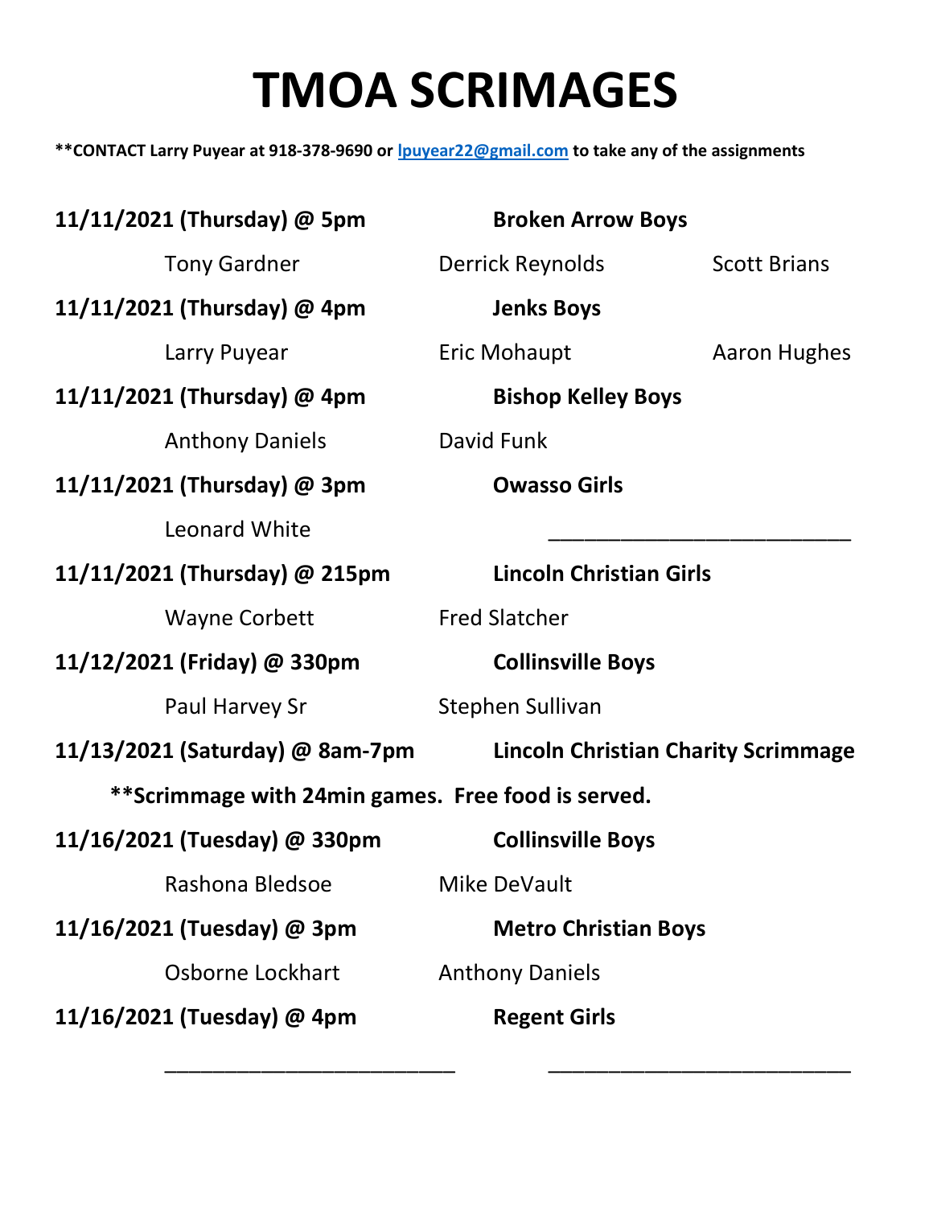# TMOA SCRIMAGES

**\*\*CONTACT Larry Puyear at 918-378-9690 or [lpuyear22@gmail.com](mailto:lpuyear22@gmail.com) to take any of the assignments**

**11/11/2021 (Thursday) @ 5pm** **Broken Arrow Boys**

Tony Gardner | Derrick Reynolds | Scott Brians

**11/11/2021 (Thursday) @ 4pm** **Jenks Boys**

Larry Puyear | Eric Mohaupt | Aaron Hughes

**11/11/2021 (Thursday) @ 4pm** **Bishop Kelley Boys**

Anthony Daniels | David Funk

**11/11/2021 (Thursday) @ 3pm** **Owasso Girls**

Leonard White | ___________________________

**11/11/2021 (Thursday) @ 215pm** **Lincoln Christian Girls**

Wayne Corbett | Fred Slatcher

**11/12/2021 (Friday) @ 330pm** **Collinsville Boys**

Paul Harvey Sr | Stephen Sullivan

**11/13/2021 (Saturday) @ 8am-7pm** **Lincoln Christian Charity Scrimmage**

**\*\*Scrimmage with 24min games. Free food is served.**

**11/16/2021 (Tuesday) @ 330pm** **Collinsville Boys**

Rashona Bledsoe | Mike DeVault

**11/16/2021 (Tuesday) @ 3pm** **Metro Christian Boys**

Osborne Lockhart | Anthony Daniels

**11/16/2021 (Tuesday) @ 4pm** **Regent Girls**

___________________________ | ___________________________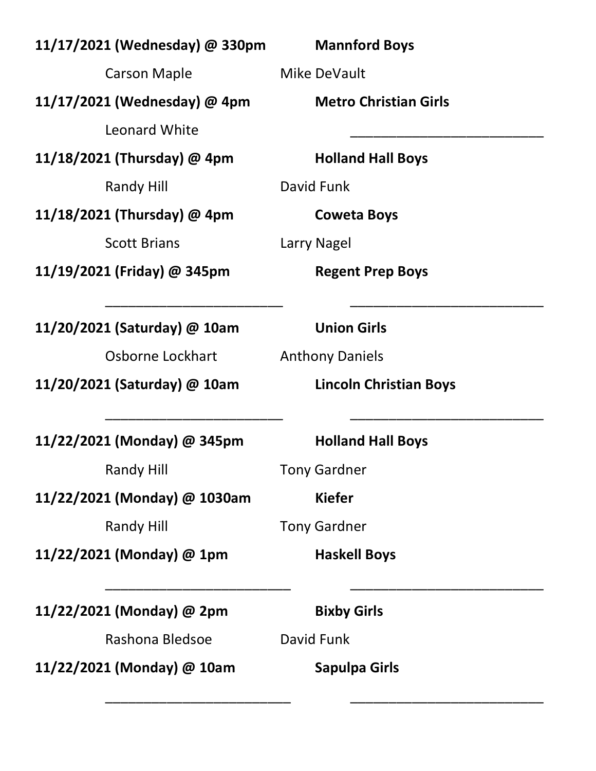**11/17/2021 (Wednesday) @ 330pm** **Mannford Boys**

Carson Maple Mike DeVault

**11/17/2021 (Wednesday) @ 4pm** **Metro Christian Girls**

Leonard White ______________________________

**11/18/2021 (Thursday) @ 4pm** **Holland Hall Boys**

Randy Hill David Funk

**11/18/2021 (Thursday) @ 4pm** **Coweta Boys**

Scott Brians Larry Nagel

**11/19/2021 (Friday) @ 345pm** **Regent Prep Boys**

____________________________ ______________________________

**11/20/2021 (Saturday) @ 10am** **Union Girls**

Osborne Lockhart Anthony Daniels

**11/20/2021 (Saturday) @ 10am** **Lincoln Christian Boys**

____________________________ ______________________________

**11/22/2021 (Monday) @ 345pm** **Holland Hall Boys**

Randy Hill Tony Gardner

**11/22/2021 (Monday) @ 1030am** **Kiefer**

Randy Hill Tony Gardner

**11/22/2021 (Monday) @ 1pm** **Haskell Boys**

_____________________________ ______________________________

**11/22/2021 (Monday) @ 2pm** **Bixby Girls**

Rashona Bledsoe David Funk

**11/22/2021 (Monday) @ 10am** **Sapulpa Girls**

_____________________________ ______________________________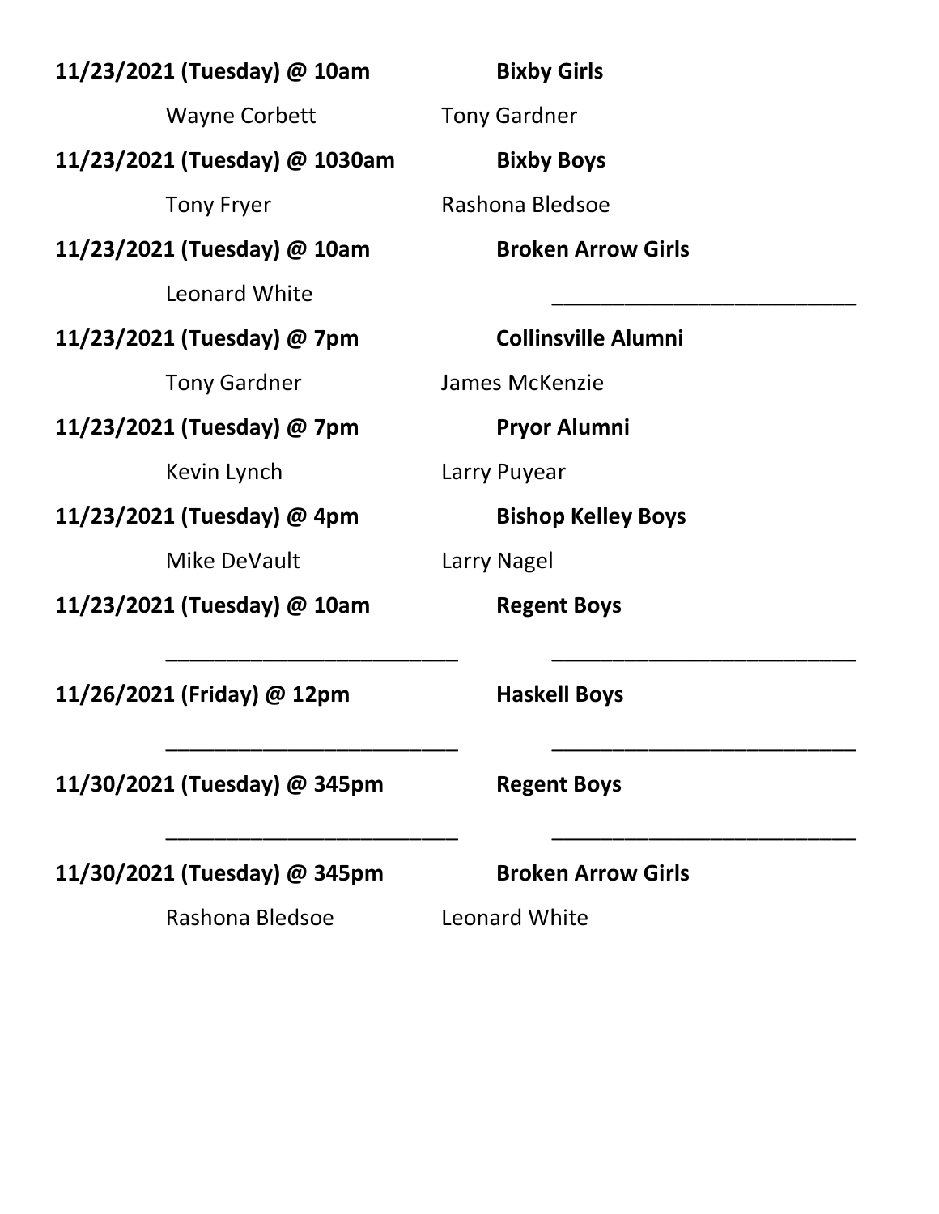**11/23/2021 (Tuesday) @ 10am** **Bixby Girls**

Wayne Corbett Tony Gardner

**11/23/2021 (Tuesday) @ 1030am** **Bixby Boys**

Tony Fryer Rashona Bledsoe

**11/23/2021 (Tuesday) @ 10am** **Broken Arrow Girls**

Leonard White ______________________________

**11/23/2021 (Tuesday) @ 7pm** **Collinsville Alumni**

Tony Gardner James McKenzie

**11/23/2021 (Tuesday) @ 7pm** **Pryor Alumni**

Kevin Lynch Larry Puyear

**11/23/2021 (Tuesday) @ 4pm** **Bishop Kelley Boys**

Mike DeVault Larry Nagel

**11/23/2021 (Tuesday) @ 10am** **Regent Boys**

____________________________ ______________________________

**11/26/2021 (Friday) @ 12pm** **Haskell Boys**

____________________________ ______________________________

**11/30/2021 (Tuesday) @ 345pm** **Regent Boys**

____________________________ ______________________________

**11/30/2021 (Tuesday) @ 345pm** **Broken Arrow Girls**

Rashona Bledsoe Leonard White